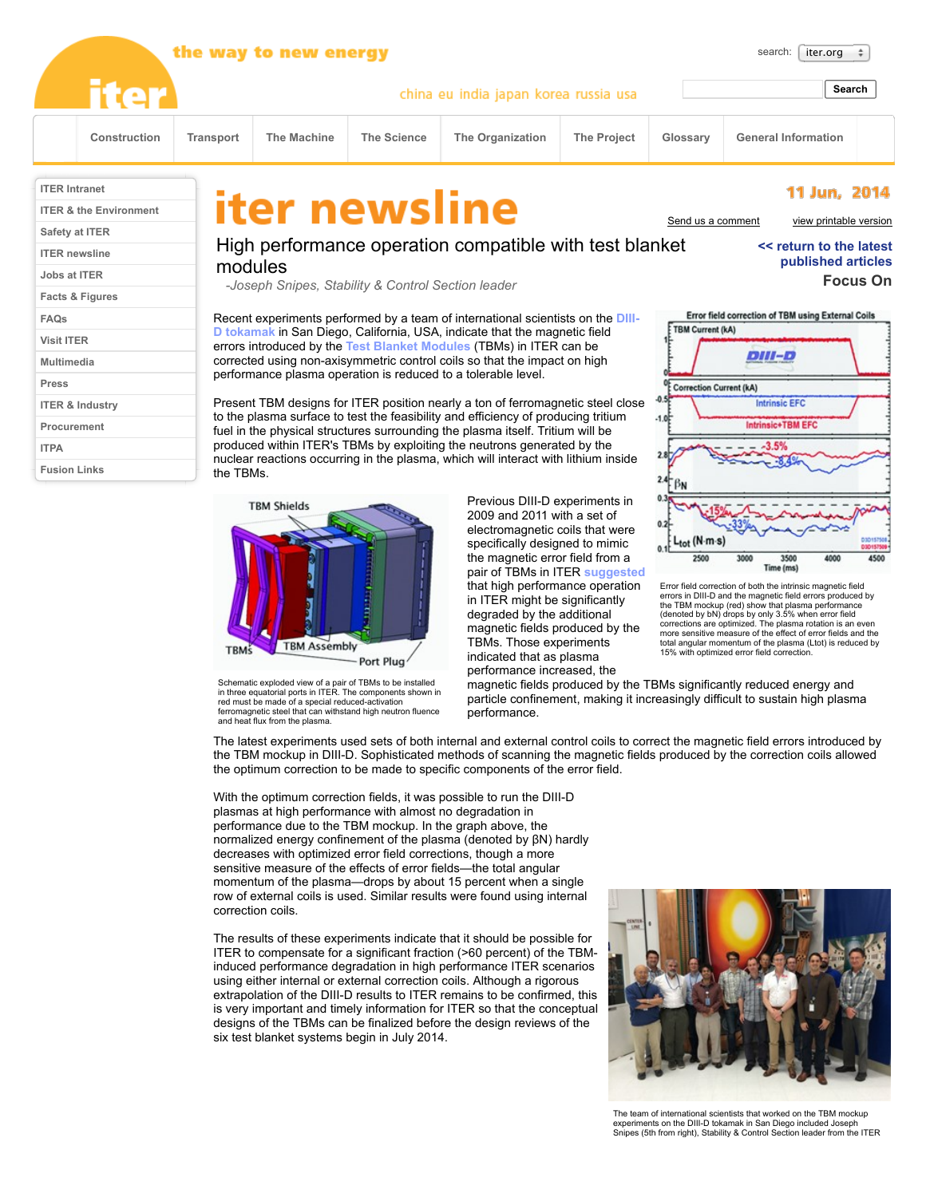the way to new energy

china eu india japan korea russia usa

search: iter.org Search

Construction | Transport | The Machine | The Science | The Organization | The Project | Glossary | General Information

- ITER Intranet
- ITER & the Environment
- Safety at ITER
- ITER newsline
- Jobs at ITER
- Facts & Figures
- FAQs
- Visit ITER
- Multimedia
- Press
- ITER & Industry
- Procurement
- ITPA
- Fusion Links

# iter newsline

11 Jun, 2014

Send us a comment | view printable version

<< return to the latest published articles

Focus On

## High performance operation compatible with test blanket modules

*-Joseph Snipes, Stability & Control Section leader*

Recent experiments performed by a team of international scientists on the DIII-D tokamak in San Diego, California, USA, indicate that the magnetic field errors introduced by the Test Blanket Modules (TBMs) in ITER can be corrected using non-axisymmetric control coils so that the impact on high performance plasma operation is reduced to a tolerable level.

Present TBM designs for ITER position nearly a ton of ferromagnetic steel close to the plasma surface to test the feasibility and efficiency of producing tritium fuel in the physical structures surrounding the plasma itself. Tritium will be produced within ITER's TBMs by exploiting the neutrons generated by the nuclear reactions occurring in the plasma, which will interact with lithium inside the TBMs.

Error field correction of both the intrinsic magnetic field errors in DIII-D and the magnetic field errors produced by the TBM mockup (red) show that plasma performance (denoted by bN) drops by only 3.5% when error field corrections are optimized. The plasma rotation is an even more sensitive measure of the effect of error fields and the total angular momentum of the plasma (Ltot) is reduced by 15% with optimized error field correction.

Schematic exploded view of a pair of TBMs to be installed in three equatorial ports in ITER. The components shown in red must be made of a special reduced-activation ferromagnetic steel that can withstand high neutron fluence and heat flux from the plasma.

Previous DIII-D experiments in 2009 and 2011 with a set of electromagnetic coils that were specifically designed to mimic the magnetic error field from a pair of TBMs in ITER suggested that high performance operation in ITER might be significantly degraded by the additional magnetic fields produced by the TBMs. Those experiments indicated that as plasma performance increased, the magnetic fields produced by the TBMs significantly reduced energy and particle confinement, making it increasingly difficult to sustain high plasma performance.

The latest experiments used sets of both internal and external control coils to correct the magnetic field errors introduced by the TBM mockup in DIII-D. Sophisticated methods of scanning the magnetic fields produced by the correction coils allowed the optimum correction to be made to specific components of the error field.

With the optimum correction fields, it was possible to run the DIII-D plasmas at high performance with almost no degradation in performance due to the TBM mockup. In the graph above, the normalized energy confinement of the plasma (denoted by $\beta N$) hardly decreases with optimized error field corrections, though a more sensitive measure of the effects of error fields—the total angular momentum of the plasma—drops by about 15 percent when a single row of external coils is used. Similar results were found using internal correction coils.

The results of these experiments indicate that it should be possible for ITER to compensate for a significant fraction (>60 percent) of the TBM-induced performance degradation in high performance ITER scenarios using either internal or external correction coils. Although a rigorous extrapolation of the DIII-D results to ITER remains to be confirmed, this is very important and timely information for ITER so that the conceptual designs of the TBMs can be finalized before the design reviews of the six test blanket systems begin in July 2014.

The team of international scientists that worked on the TBM mockup experiments on the DIII-D tokamak in San Diego included Joseph Snipes (5th from right), Stability & Control Section leader from the ITER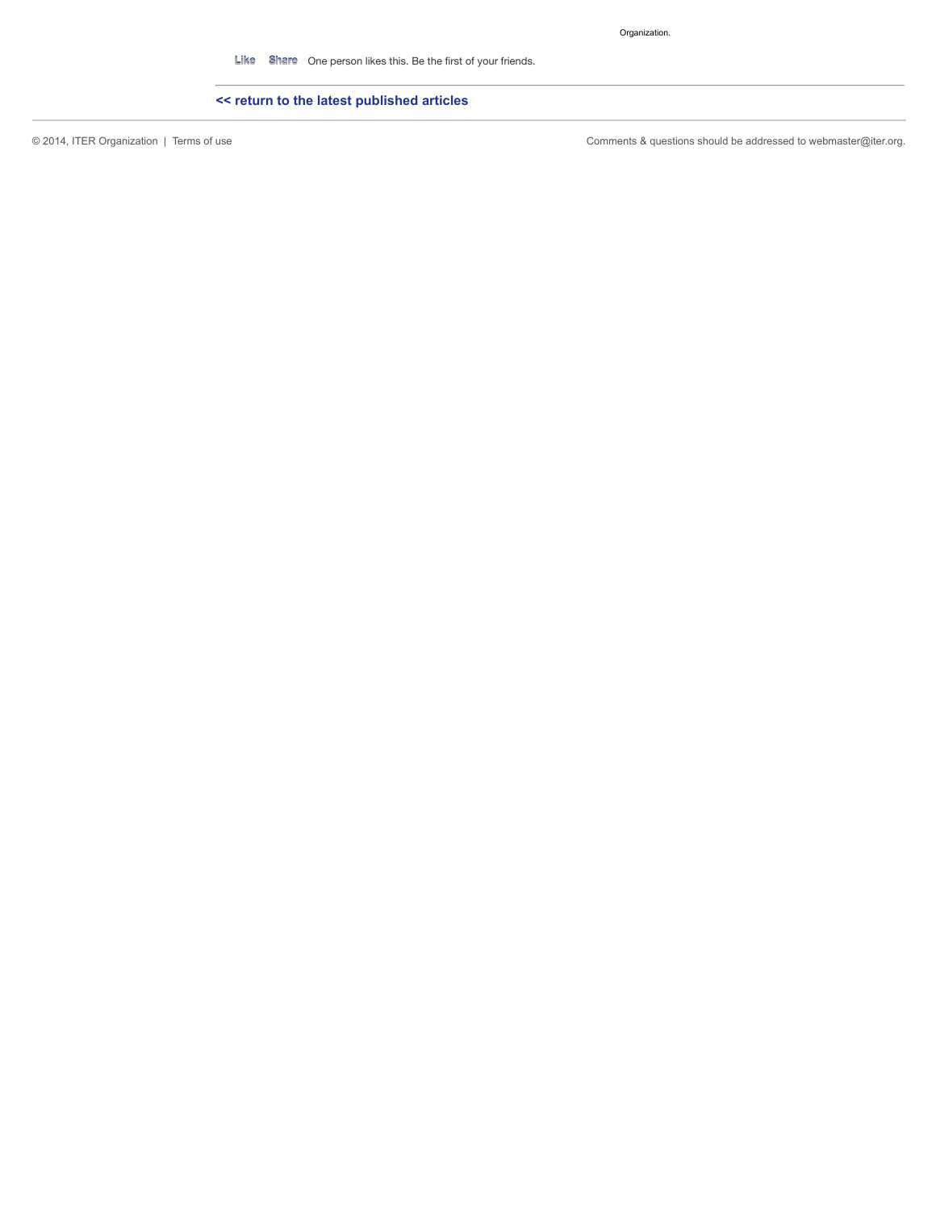Organization.

Like Share One person likes this. Be the first of your friends.

**<< return to the latest published articles**

© 2014, ITER Organization | Terms of use

Comments & questions should be addressed to webmaster@iter.org.